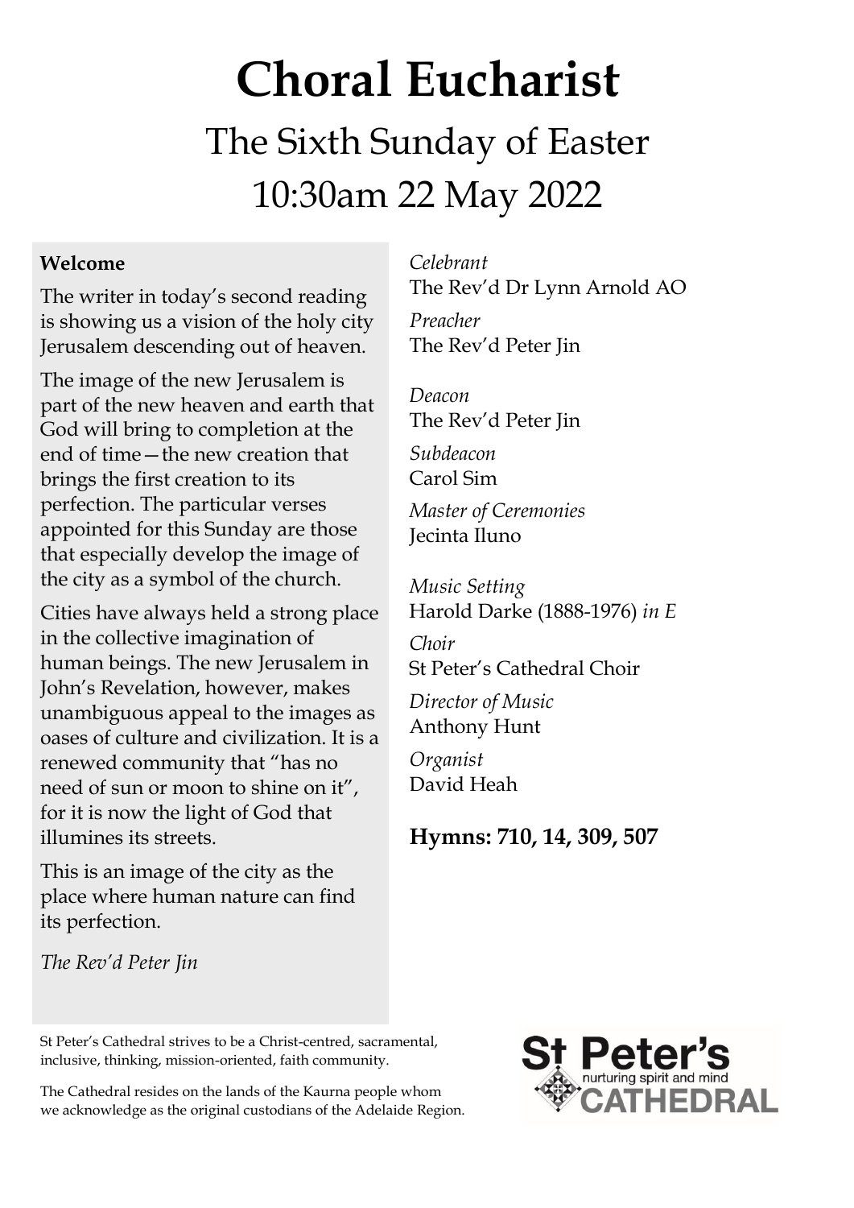# Choral Eucharist

## The Sixth Sunday of Easter

## 10:30am 22 May 2022

**Welcome**

The writer in today's second reading is showing us a vision of the holy city Jerusalem descending out of heaven.

The image of the new Jerusalem is part of the new heaven and earth that God will bring to completion at the end of time—the new creation that brings the first creation to its perfection. The particular verses appointed for this Sunday are those that especially develop the image of the city as a symbol of the church.

Cities have always held a strong place in the collective imagination of human beings. The new Jerusalem in John's Revelation, however, makes unambiguous appeal to the images as oases of culture and civilization. It is a renewed community that "has no need of sun or moon to shine on it", for it is now the light of God that illumines its streets.

This is an image of the city as the place where human nature can find its perfection.

*The Rev'd Peter Jin*

*Celebrant*
The Rev'd Dr Lynn Arnold AO

*Preacher*
The Rev'd Peter Jin

*Deacon*
The Rev'd Peter Jin

*Subdeacon*
Carol Sim

*Master of Ceremonies*
Jecinta Iluno

*Music Setting*
Harold Darke (1888-1976) *in E*

*Choir*
St Peter's Cathedral Choir

*Director of Music*
Anthony Hunt

*Organist*
David Heah

**Hymns: 710, 14, 309, 507**

St Peter's Cathedral strives to be a Christ-centred, sacramental, inclusive, thinking, mission-oriented, faith community.

The Cathedral resides on the lands of the Kaurna people whom we acknowledge as the original custodians of the Adelaide Region.

St Peter's CATHEDRAL — nurturing spirit and mind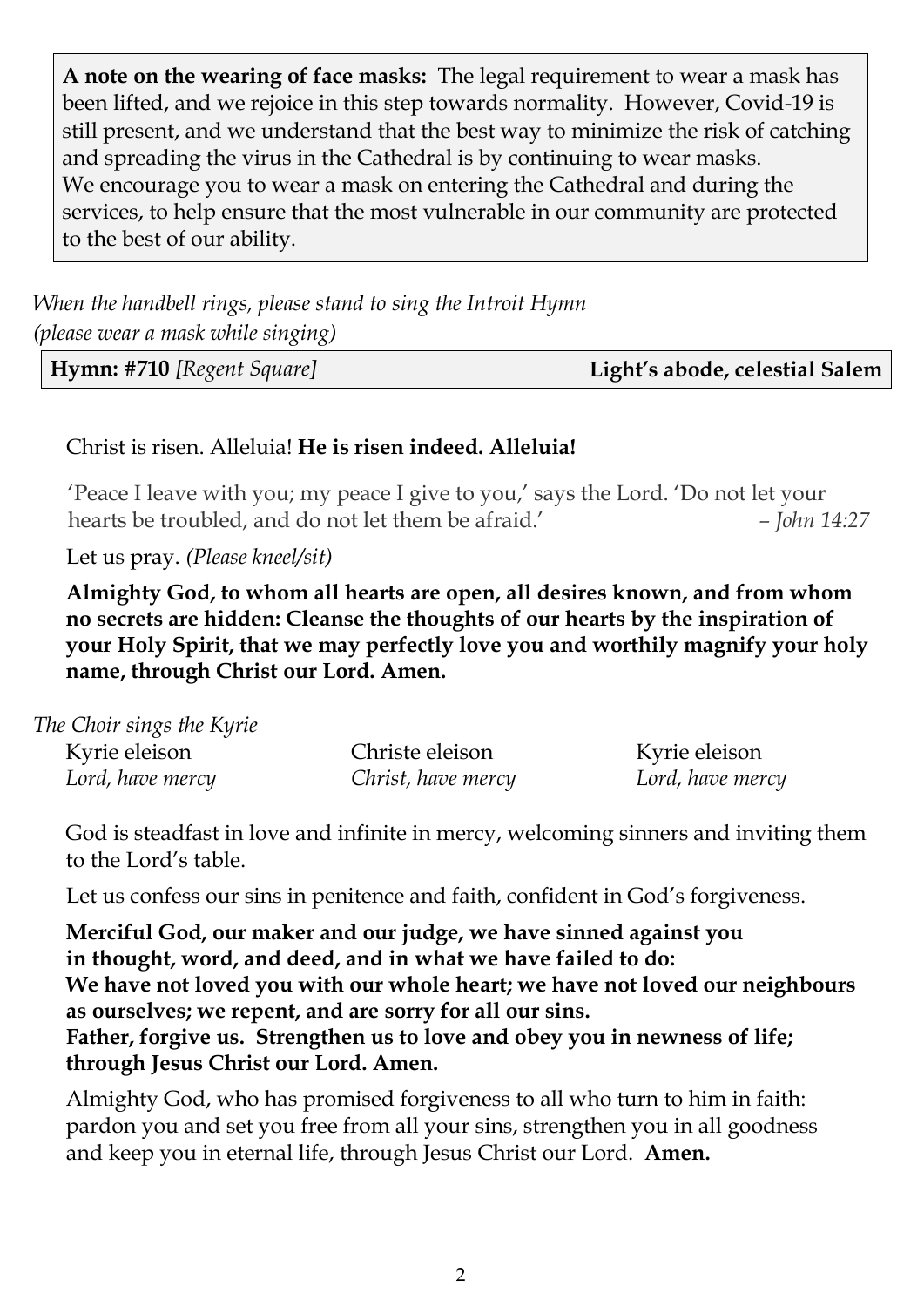**A note on the wearing of face masks:** The legal requirement to wear a mask has been lifted, and we rejoice in this step towards normality. However, Covid-19 is still present, and we understand that the best way to minimize the risk of catching and spreading the virus in the Cathedral is by continuing to wear masks. We encourage you to wear a mask on entering the Cathedral and during the services, to help ensure that the most vulnerable in our community are protected to the best of our ability.

*When the handbell rings, please stand to sing the Introit Hymn*
*(please wear a mask while singing)*

**Hymn: #710** *[Regent Square]* **Light's abode, celestial Salem**

Christ is risen. Alleluia! **He is risen indeed. Alleluia!**

'Peace I leave with you; my peace I give to you,' says the Lord. 'Do not let your hearts be troubled, and do not let them be afraid.' *– John 14:27*

Let us pray. *(Please kneel/sit)*

**Almighty God, to whom all hearts are open, all desires known, and from whom no secrets are hidden: Cleanse the thoughts of our hearts by the inspiration of your Holy Spirit, that we may perfectly love you and worthily magnify your holy name, through Christ our Lord. Amen.**

*The Choir sings the Kyrie*

| Kyrie eleison | Christe eleison | Kyrie eleison |
|---|---|---|
| *Lord, have mercy* | *Christ, have mercy* | *Lord, have mercy* |

God is steadfast in love and infinite in mercy, welcoming sinners and inviting them to the Lord's table.

Let us confess our sins in penitence and faith, confident in God's forgiveness.

**Merciful God, our maker and our judge, we have sinned against you in thought, word, and deed, and in what we have failed to do:**
**We have not loved you with our whole heart; we have not loved our neighbours as ourselves; we repent, and are sorry for all our sins.**
**Father, forgive us. Strengthen us to love and obey you in newness of life; through Jesus Christ our Lord. Amen.**

Almighty God, who has promised forgiveness to all who turn to him in faith: pardon you and set you free from all your sins, strengthen you in all goodness and keep you in eternal life, through Jesus Christ our Lord. **Amen.**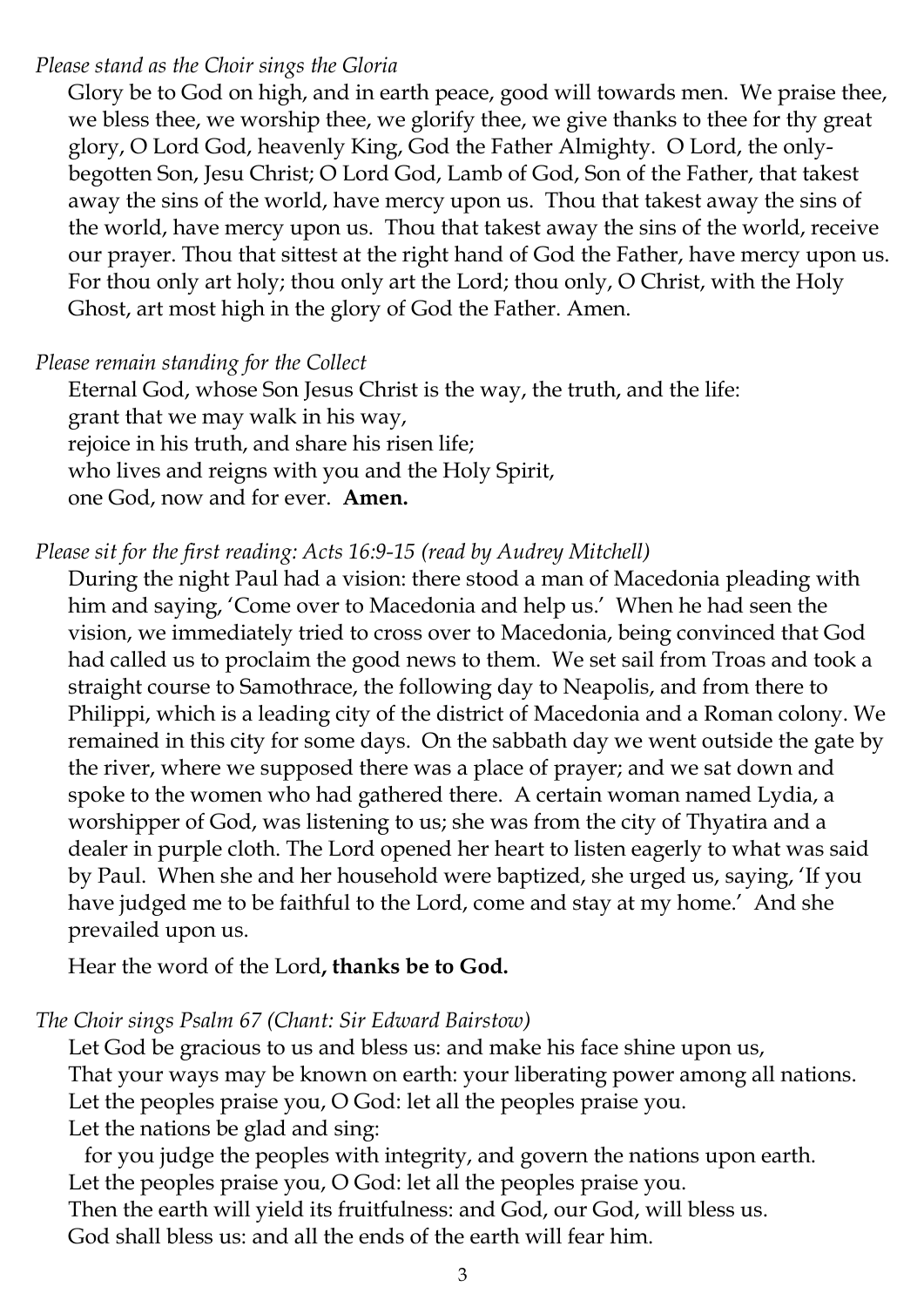*Please stand as the Choir sings the Gloria*

Glory be to God on high, and in earth peace, good will towards men. We praise thee, we bless thee, we worship thee, we glorify thee, we give thanks to thee for thy great glory, O Lord God, heavenly King, God the Father Almighty. O Lord, the only-begotten Son, Jesu Christ; O Lord God, Lamb of God, Son of the Father, that takest away the sins of the world, have mercy upon us. Thou that takest away the sins of the world, have mercy upon us. Thou that takest away the sins of the world, receive our prayer. Thou that sittest at the right hand of God the Father, have mercy upon us. For thou only art holy; thou only art the Lord; thou only, O Christ, with the Holy Ghost, art most high in the glory of God the Father. Amen.

*Please remain standing for the Collect*

Eternal God, whose Son Jesus Christ is the way, the truth, and the life:
grant that we may walk in his way,
rejoice in his truth, and share his risen life;
who lives and reigns with you and the Holy Spirit,
one God, now and for ever. **Amen.**

*Please sit for the first reading: Acts 16:9-15 (read by Audrey Mitchell)*

During the night Paul had a vision: there stood a man of Macedonia pleading with him and saying, 'Come over to Macedonia and help us.' When he had seen the vision, we immediately tried to cross over to Macedonia, being convinced that God had called us to proclaim the good news to them. We set sail from Troas and took a straight course to Samothrace, the following day to Neapolis, and from there to Philippi, which is a leading city of the district of Macedonia and a Roman colony. We remained in this city for some days. On the sabbath day we went outside the gate by the river, where we supposed there was a place of prayer; and we sat down and spoke to the women who had gathered there. A certain woman named Lydia, a worshipper of God, was listening to us; she was from the city of Thyatira and a dealer in purple cloth. The Lord opened her heart to listen eagerly to what was said by Paul. When she and her household were baptized, she urged us, saying, 'If you have judged me to be faithful to the Lord, come and stay at my home.' And she prevailed upon us.

Hear the word of the Lord**, thanks be to God.**

*The Choir sings Psalm 67 (Chant: Sir Edward Bairstow)*

Let God be gracious to us and bless us: and make his face shine upon us,
That your ways may be known on earth: your liberating power among all nations.
Let the peoples praise you, O God: let all the peoples praise you.
Let the nations be glad and sing:
for you judge the peoples with integrity, and govern the nations upon earth.
Let the peoples praise you, O God: let all the peoples praise you.
Then the earth will yield its fruitfulness: and God, our God, will bless us.
God shall bless us: and all the ends of the earth will fear him.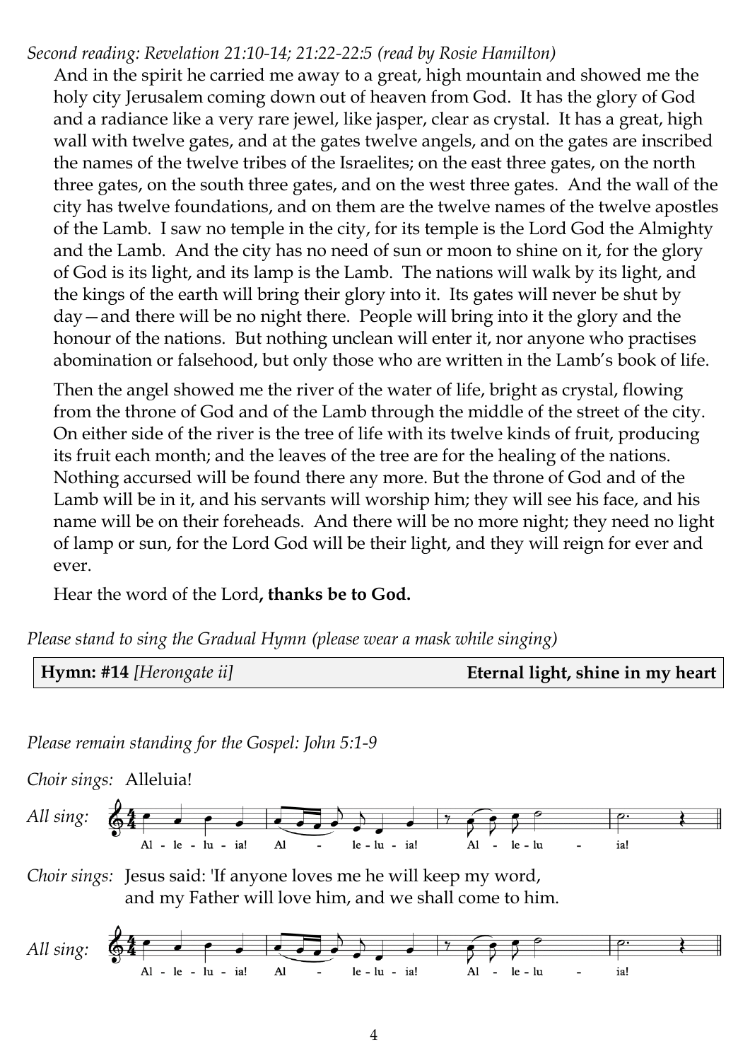*Second reading: Revelation 21:10-14; 21:22-22:5 (read by Rosie Hamilton)*

And in the spirit he carried me away to a great, high mountain and showed me the holy city Jerusalem coming down out of heaven from God. It has the glory of God and a radiance like a very rare jewel, like jasper, clear as crystal. It has a great, high wall with twelve gates, and at the gates twelve angels, and on the gates are inscribed the names of the twelve tribes of the Israelites; on the east three gates, on the north three gates, on the south three gates, and on the west three gates. And the wall of the city has twelve foundations, and on them are the twelve names of the twelve apostles of the Lamb. I saw no temple in the city, for its temple is the Lord God the Almighty and the Lamb. And the city has no need of sun or moon to shine on it, for the glory of God is its light, and its lamp is the Lamb. The nations will walk by its light, and the kings of the earth will bring their glory into it. Its gates will never be shut by day—and there will be no night there. People will bring into it the glory and the honour of the nations. But nothing unclean will enter it, nor anyone who practises abomination or falsehood, but only those who are written in the Lamb's book of life.

Then the angel showed me the river of the water of life, bright as crystal, flowing from the throne of God and of the Lamb through the middle of the street of the city. On either side of the river is the tree of life with its twelve kinds of fruit, producing its fruit each month; and the leaves of the tree are for the healing of the nations. Nothing accursed will be found there any more. But the throne of God and of the Lamb will be in it, and his servants will worship him; they will see his face, and his name will be on their foreheads. And there will be no more night; they need no light of lamp or sun, for the Lord God will be their light, and they will reign for ever and ever.

Hear the word of the Lord**, thanks be to God.**

*Please stand to sing the Gradual Hymn (please wear a mask while singing)*

**Hymn: #14** *[Herongate ii]* **Eternal light, shine in my heart**

*Please remain standing for the Gospel: John 5:1-9*

*Choir sings:* Alleluia!

*All sing:* Al - le - lu - ia! Al - le - lu - ia! Al - le - lu - ia!

*Choir sings:* Jesus said: 'If anyone loves me he will keep my word, and my Father will love him, and we shall come to him.

*All sing:* Al - le - lu - ia! Al - le - lu - ia! Al - le - lu - ia!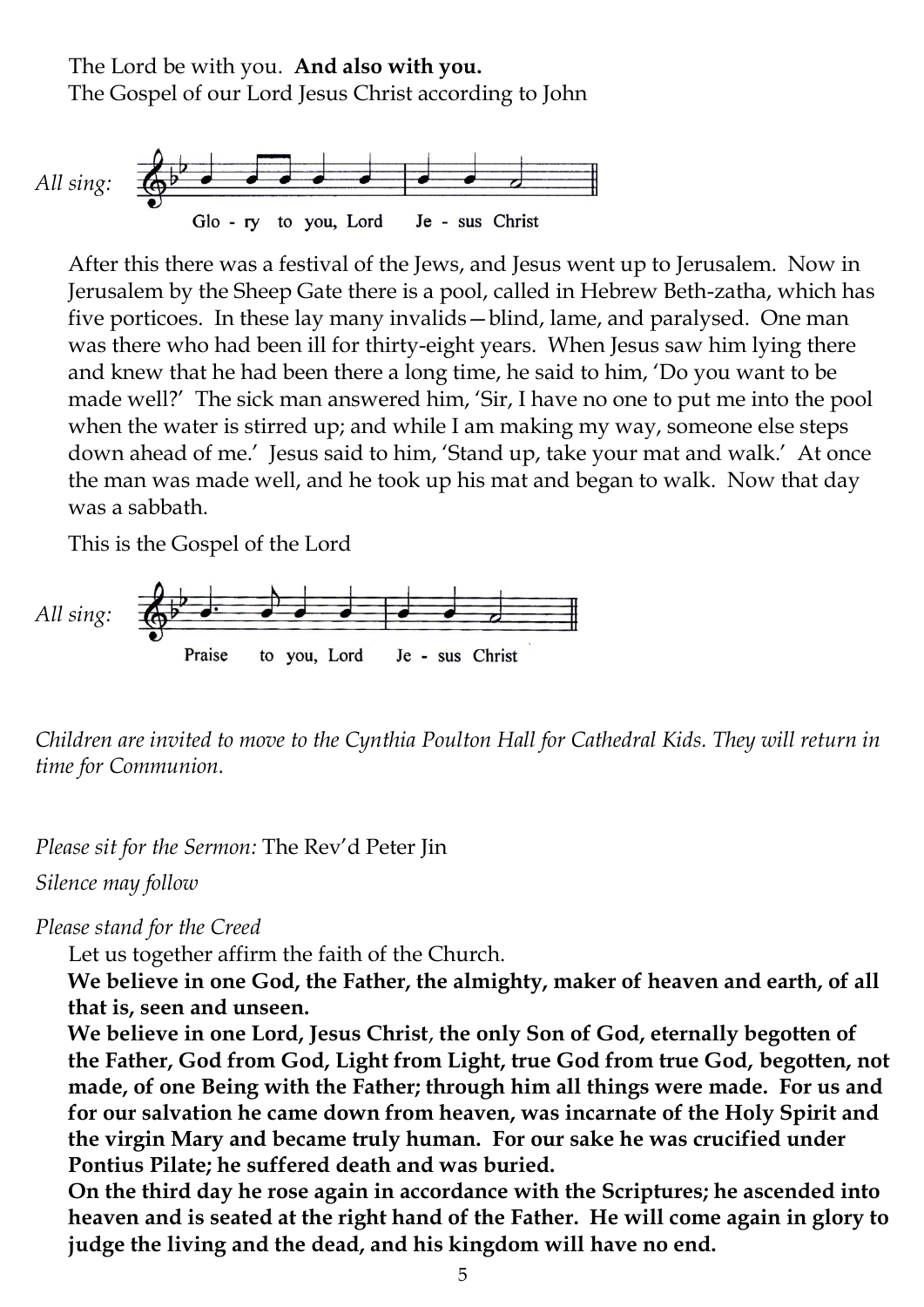The Lord be with you. **And also with you.**
The Gospel of our Lord Jesus Christ according to John

*All sing:* Glo - ry to you, Lord Je - sus Christ

After this there was a festival of the Jews, and Jesus went up to Jerusalem. Now in Jerusalem by the Sheep Gate there is a pool, called in Hebrew Beth-zatha, which has five porticoes. In these lay many invalids—blind, lame, and paralysed. One man was there who had been ill for thirty-eight years. When Jesus saw him lying there and knew that he had been there a long time, he said to him, 'Do you want to be made well?' The sick man answered him, 'Sir, I have no one to put me into the pool when the water is stirred up; and while I am making my way, someone else steps down ahead of me.' Jesus said to him, 'Stand up, take your mat and walk.' At once the man was made well, and he took up his mat and began to walk. Now that day was a sabbath.

This is the Gospel of the Lord

*All sing:* Praise to you, Lord Je - sus Christ

*Children are invited to move to the Cynthia Poulton Hall for Cathedral Kids. They will return in time for Communion.*

*Please sit for the Sermon:* The Rev'd Peter Jin

*Silence may follow*

*Please stand for the Creed*

Let us together affirm the faith of the Church.

**We believe in one God, the Father, the almighty, maker of heaven and earth, of all that is, seen and unseen.**

**We believe in one Lord, Jesus Christ, the only Son of God, eternally begotten of the Father, God from God, Light from Light, true God from true God, begotten, not made, of one Being with the Father; through him all things were made. For us and for our salvation he came down from heaven, was incarnate of the Holy Spirit and the virgin Mary and became truly human. For our sake he was crucified under Pontius Pilate; he suffered death and was buried.**

**On the third day he rose again in accordance with the Scriptures; he ascended into heaven and is seated at the right hand of the Father. He will come again in glory to judge the living and the dead, and his kingdom will have no end.**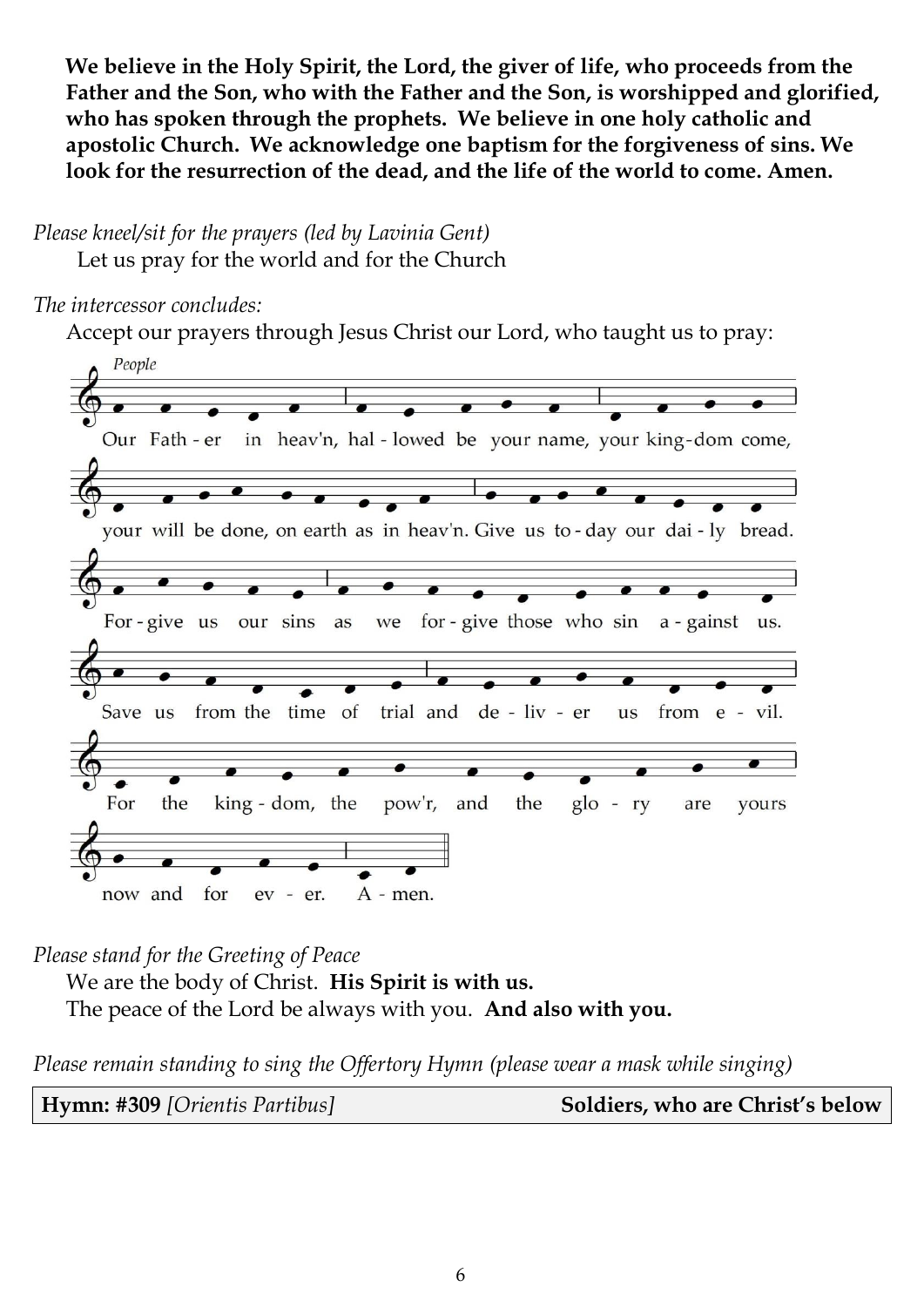**We believe in the Holy Spirit, the Lord, the giver of life, who proceeds from the Father and the Son, who with the Father and the Son, is worshipped and glorified, who has spoken through the prophets. We believe in one holy catholic and apostolic Church. We acknowledge one baptism for the forgiveness of sins. We look for the resurrection of the dead, and the life of the world to come. Amen.**

*Please kneel/sit for the prayers (led by Lavinia Gent)*

Let us pray for the world and for the Church

*The intercessor concludes:*

Accept our prayers through Jesus Christ our Lord, who taught us to pray:

*People*

Our Fath - er in heav'n, hal - lowed be your name, your king-dom come, your will be done, on earth as in heav'n. Give us to - day our dai - ly bread. For - give us our sins as we for - give those who sin a - gainst us. Save us from the time of trial and de - liv - er us from e - vil. For the king - dom, the pow'r, and the glo - ry are yours now and for ev - er. A - men.

*Please stand for the Greeting of Peace*

We are the body of Christ. **His Spirit is with us.**

The peace of the Lord be always with you. **And also with you.**

*Please remain standing to sing the Offertory Hymn (please wear a mask while singing)*

| **Hymn: #309** *[Orientis Partibus]* | **Soldiers, who are Christ's below** |
|---|---|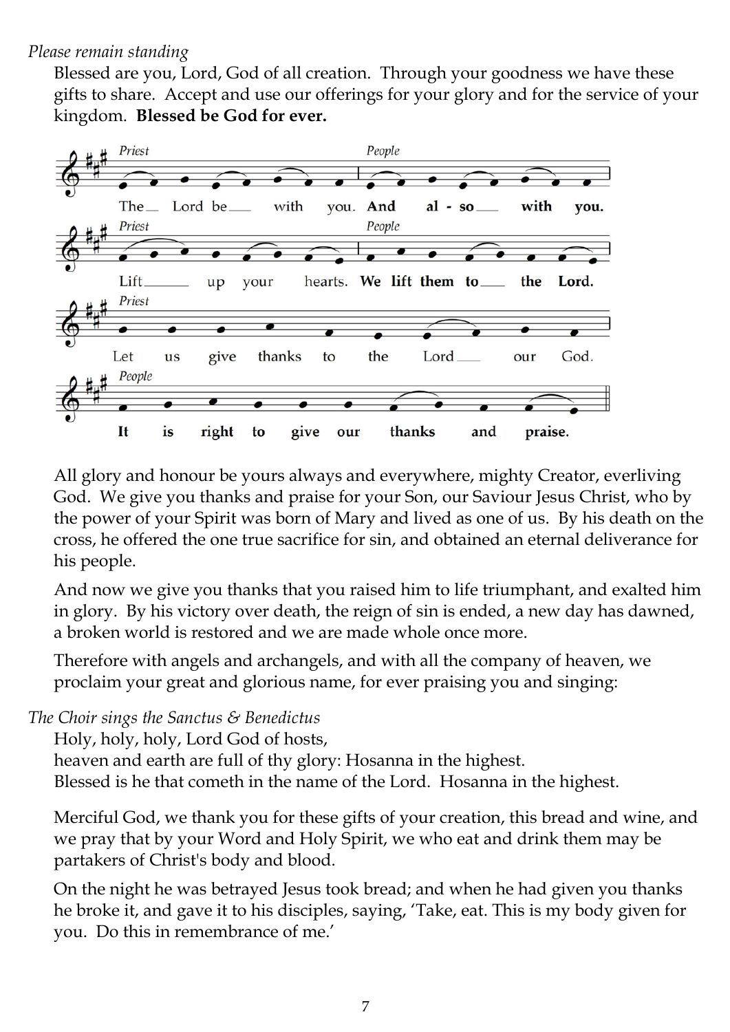*Please remain standing*

Blessed are you, Lord, God of all creation. Through your goodness we have these gifts to share. Accept and use our offerings for your glory and for the service of your kingdom. **Blessed be God for ever.**

*Priest* The Lord be with you. *People* **And also with you.**

*Priest* Lift up your hearts. *People* **We lift them to the Lord.**

*Priest* Let us give thanks to the Lord our God.

*People* **It is right to give our thanks and praise.**

All glory and honour be yours always and everywhere, mighty Creator, everliving God. We give you thanks and praise for your Son, our Saviour Jesus Christ, who by the power of your Spirit was born of Mary and lived as one of us. By his death on the cross, he offered the one true sacrifice for sin, and obtained an eternal deliverance for his people.

And now we give you thanks that you raised him to life triumphant, and exalted him in glory. By his victory over death, the reign of sin is ended, a new day has dawned, a broken world is restored and we are made whole once more.

Therefore with angels and archangels, and with all the company of heaven, we proclaim your great and glorious name, for ever praising you and singing:

*The Choir sings the Sanctus & Benedictus*

Holy, holy, holy, Lord God of hosts,
heaven and earth are full of thy glory: Hosanna in the highest.
Blessed is he that cometh in the name of the Lord. Hosanna in the highest.

Merciful God, we thank you for these gifts of your creation, this bread and wine, and we pray that by your Word and Holy Spirit, we who eat and drink them may be partakers of Christ's body and blood.

On the night he was betrayed Jesus took bread; and when he had given you thanks he broke it, and gave it to his disciples, saying, 'Take, eat. This is my body given for you. Do this in remembrance of me.'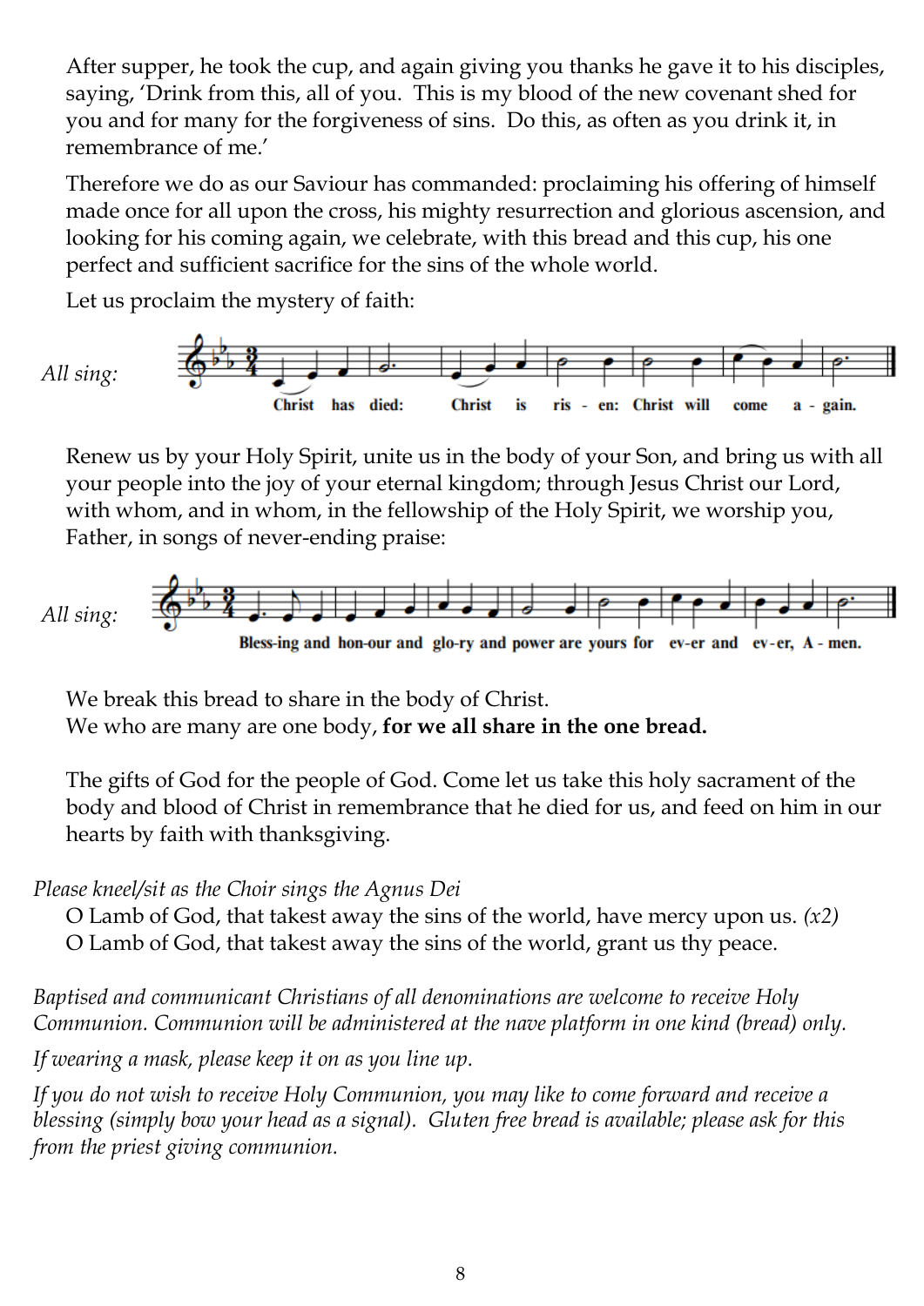After supper, he took the cup, and again giving you thanks he gave it to his disciples, saying, 'Drink from this, all of you. This is my blood of the new covenant shed for you and for many for the forgiveness of sins. Do this, as often as you drink it, in remembrance of me.'

Therefore we do as our Saviour has commanded: proclaiming his offering of himself made once for all upon the cross, his mighty resurrection and glorious ascension, and looking for his coming again, we celebrate, with this bread and this cup, his one perfect and sufficient sacrifice for the sins of the whole world.

Let us proclaim the mystery of faith:

*All sing:* **Christ has died: Christ is ris - en: Christ will come a - gain.**

Renew us by your Holy Spirit, unite us in the body of your Son, and bring us with all your people into the joy of your eternal kingdom; through Jesus Christ our Lord, with whom, and in whom, in the fellowship of the Holy Spirit, we worship you, Father, in songs of never-ending praise:

*All sing:* **Bless-ing and hon-our and glo-ry and power are yours for ev-er and ev-er, A - men.**

We break this bread to share in the body of Christ.
We who are many are one body, **for we all share in the one bread.**

The gifts of God for the people of God. Come let us take this holy sacrament of the body and blood of Christ in remembrance that he died for us, and feed on him in our hearts by faith with thanksgiving.

*Please kneel/sit as the Choir sings the Agnus Dei*

O Lamb of God, that takest away the sins of the world, have mercy upon us. *(x2)*
O Lamb of God, that takest away the sins of the world, grant us thy peace.

*Baptised and communicant Christians of all denominations are welcome to receive Holy Communion. Communion will be administered at the nave platform in one kind (bread) only.*

*If wearing a mask, please keep it on as you line up.*

*If you do not wish to receive Holy Communion, you may like to come forward and receive a blessing (simply bow your head as a signal). Gluten free bread is available; please ask for this from the priest giving communion.*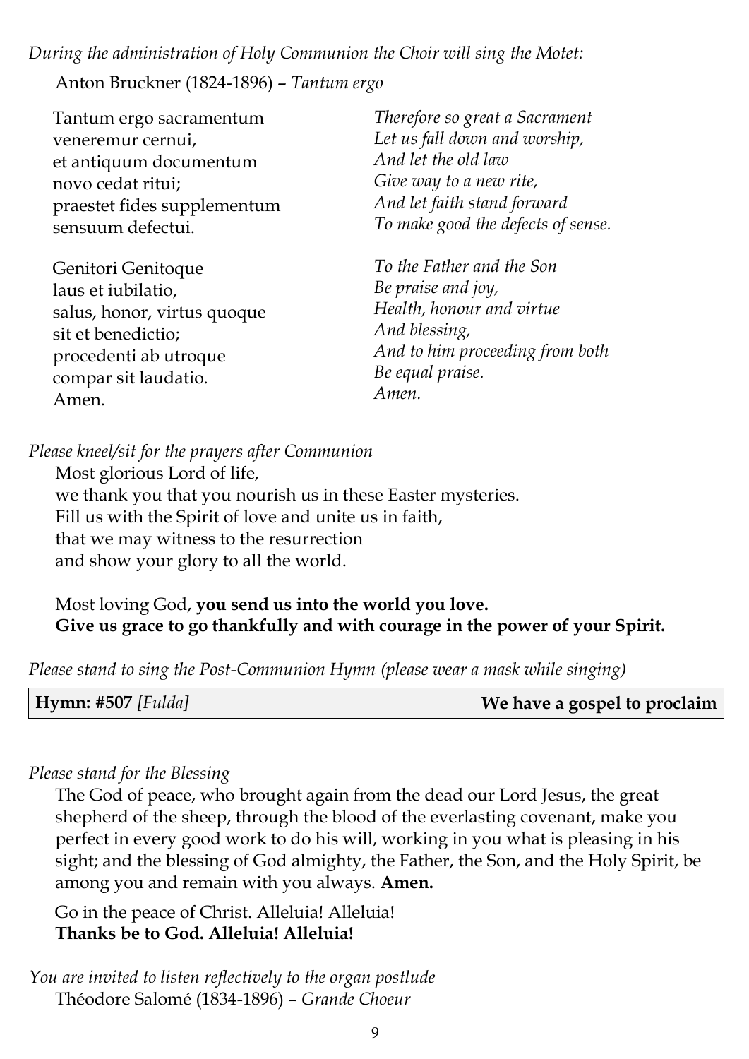*During the administration of Holy Communion the Choir will sing the Motet:*

Anton Bruckner (1824-1896) – *Tantum ergo*

| | |
|---|---|
| Tantum ergo sacramentum<br>veneremur cernui,<br>et antiquum documentum<br>novo cedat ritui;<br>praestet fides supplementum<br>sensuum defectui. | *Therefore so great a Sacrament*<br>*Let us fall down and worship,*<br>*And let the old law*<br>*Give way to a new rite,*<br>*And let faith stand forward*<br>*To make good the defects of sense.* |
| Genitori Genitoque<br>laus et iubilatio,<br>salus, honor, virtus quoque<br>sit et benedictio;<br>procedenti ab utroque<br>compar sit laudatio.<br>Amen. | *To the Father and the Son*<br>*Be praise and joy,*<br>*Health, honour and virtue*<br>*And blessing,*<br>*And to him proceeding from both*<br>*Be equal praise.*<br>*Amen.* |

*Please kneel/sit for the prayers after Communion*

Most glorious Lord of life,
we thank you that you nourish us in these Easter mysteries.
Fill us with the Spirit of love and unite us in faith,
that we may witness to the resurrection
and show your glory to all the world.

Most loving God, **you send us into the world you love.**
**Give us grace to go thankfully and with courage in the power of your Spirit.**

*Please stand to sing the Post-Communion Hymn (please wear a mask while singing)*

**Hymn: #507** *[Fulda]* **We have a gospel to proclaim**

*Please stand for the Blessing*

The God of peace, who brought again from the dead our Lord Jesus, the great shepherd of the sheep, through the blood of the everlasting covenant, make you perfect in every good work to do his will, working in you what is pleasing in his sight; and the blessing of God almighty, the Father, the Son, and the Holy Spirit, be among you and remain with you always. **Amen.**

Go in the peace of Christ. Alleluia! Alleluia!
**Thanks be to God. Alleluia! Alleluia!**

*You are invited to listen reflectively to the organ postlude*

Théodore Salomé (1834-1896) – *Grande Choeur*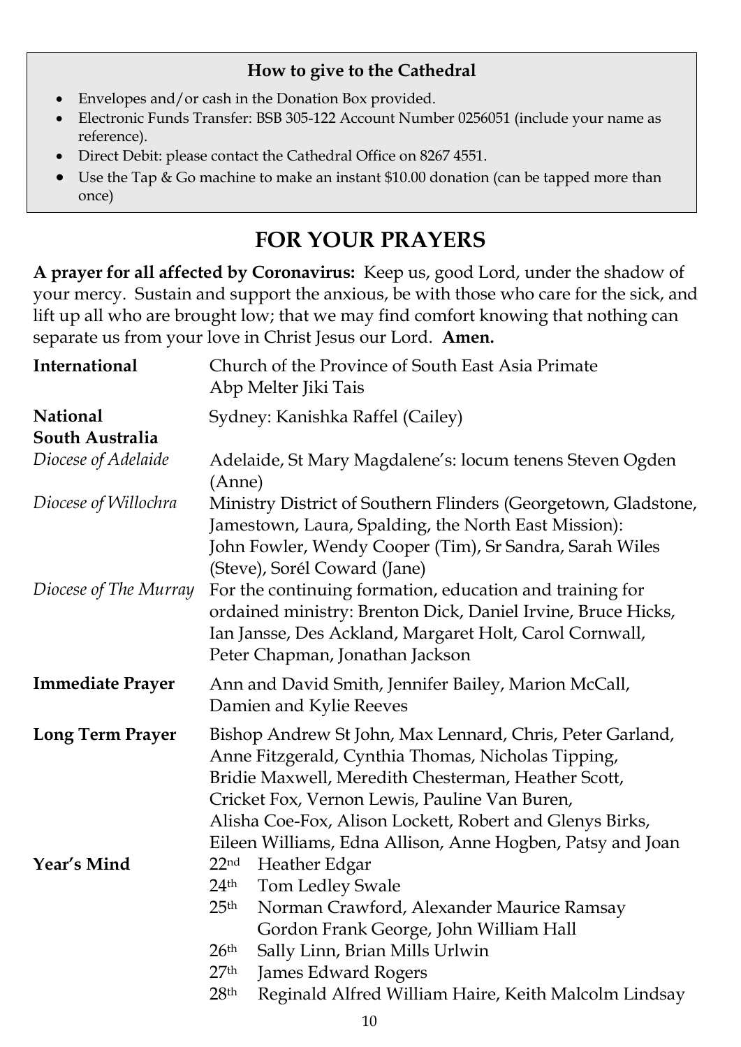**How to give to the Cathedral**

- Envelopes and/or cash in the Donation Box provided.
- Electronic Funds Transfer: BSB 305-122 Account Number 0256051 (include your name as reference).
- Direct Debit: please contact the Cathedral Office on 8267 4551.
- Use the Tap & Go machine to make an instant $10.00 donation (can be tapped more than once)

# FOR YOUR PRAYERS

**A prayer for all affected by Coronavirus:** Keep us, good Lord, under the shadow of your mercy. Sustain and support the anxious, be with those who care for the sick, and lift up all who are brought low; that we may find comfort knowing that nothing can separate us from your love in Christ Jesus our Lord. **Amen.**

**International** — Church of the Province of South East Asia Primate Abp Melter Jiki Tais

**National** — Sydney: Kanishka Raffel (Cailey)

**South Australia**

*Diocese of Adelaide* — Adelaide, St Mary Magdalene's: locum tenens Steven Ogden (Anne)

*Diocese of Willochra* — Ministry District of Southern Flinders (Georgetown, Gladstone, Jamestown, Laura, Spalding, the North East Mission): John Fowler, Wendy Cooper (Tim), Sr Sandra, Sarah Wiles (Steve), Sorél Coward (Jane)

*Diocese of The Murray* — For the continuing formation, education and training for ordained ministry: Brenton Dick, Daniel Irvine, Bruce Hicks, Ian Jansse, Des Ackland, Margaret Holt, Carol Cornwall, Peter Chapman, Jonathan Jackson

**Immediate Prayer** — Ann and David Smith, Jennifer Bailey, Marion McCall, Damien and Kylie Reeves

**Long Term Prayer** — Bishop Andrew St John, Max Lennard, Chris, Peter Garland, Anne Fitzgerald, Cynthia Thomas, Nicholas Tipping, Bridie Maxwell, Meredith Chesterman, Heather Scott, Cricket Fox, Vernon Lewis, Pauline Van Buren, Alisha Coe-Fox, Alison Lockett, Robert and Glenys Birks, Eileen Williams, Edna Allison, Anne Hogben, Patsy and Joan

**Year's Mind**

- 22nd Heather Edgar
- 24th Tom Ledley Swale
- 25th Norman Crawford, Alexander Maurice Ramsay, Gordon Frank George, John William Hall
- 26th Sally Linn, Brian Mills Urlwin
- 27th James Edward Rogers
- 28th Reginald Alfred William Haire, Keith Malcolm Lindsay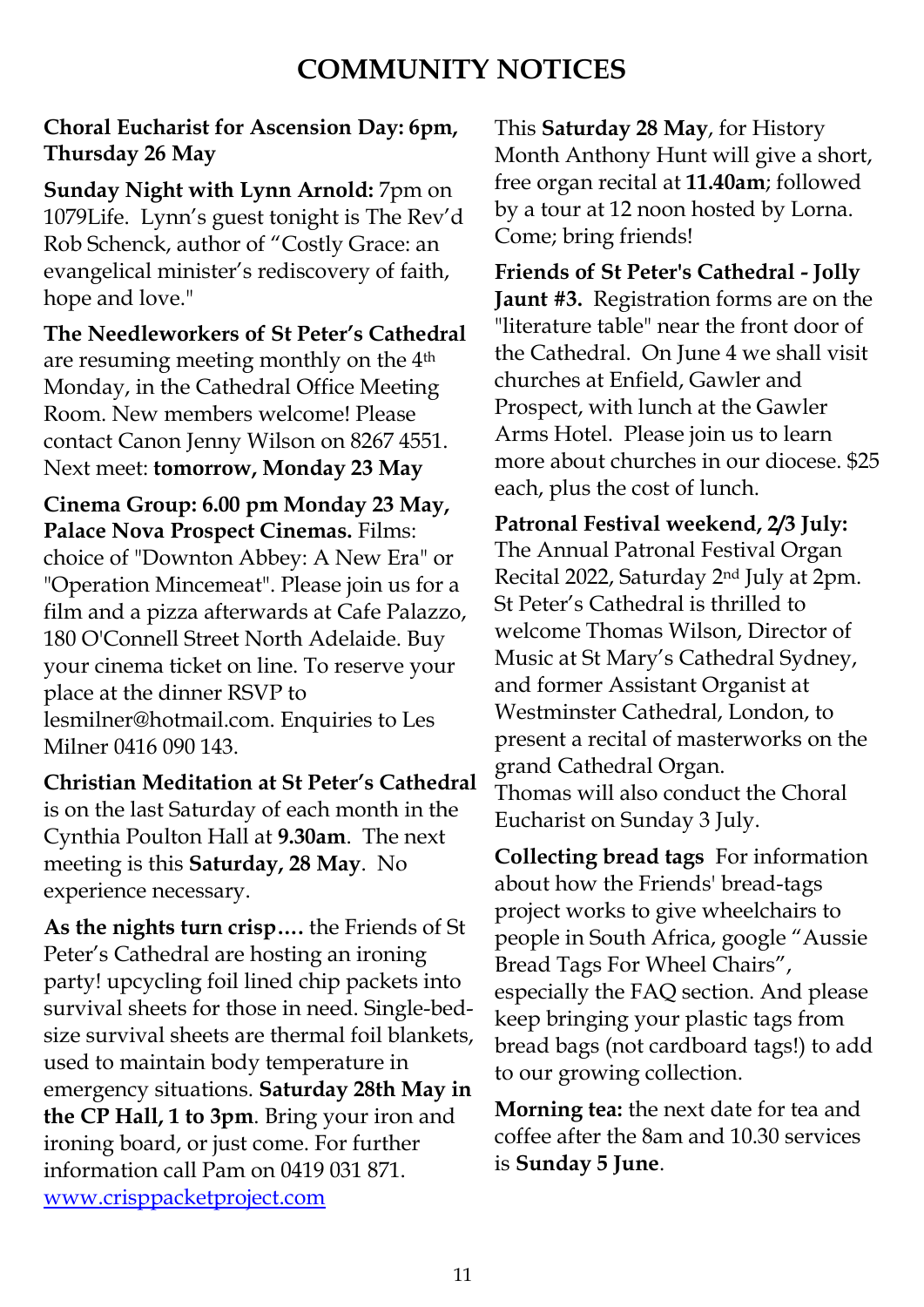// COMMUNITY NOTICES

# COMMUNITY NOTICES

**Choral Eucharist for Ascension Day: 6pm, Thursday 26 May**

**Sunday Night with Lynn Arnold:** 7pm on 1079Life. Lynn's guest tonight is The Rev'd Rob Schenck, author of "Costly Grace: an evangelical minister's rediscovery of faith, hope and love."

**The Needleworkers of St Peter's Cathedral** are resuming meeting monthly on the 4th Monday, in the Cathedral Office Meeting Room. New members welcome! Please contact Canon Jenny Wilson on 8267 4551. Next meet: **tomorrow, Monday 23 May**

**Cinema Group: 6.00 pm Monday 23 May, Palace Nova Prospect Cinemas.** Films: choice of "Downton Abbey: A New Era" or "Operation Mincemeat". Please join us for a film and a pizza afterwards at Cafe Palazzo, 180 O'Connell Street North Adelaide. Buy your cinema ticket on line. To reserve your place at the dinner RSVP to lesmilner@hotmail.com. Enquiries to Les Milner 0416 090 143.

**Christian Meditation at St Peter's Cathedral** is on the last Saturday of each month in the Cynthia Poulton Hall at **9.30am**. The next meeting is this **Saturday, 28 May**. No experience necessary.

**As the nights turn crisp….** the Friends of St Peter's Cathedral are hosting an ironing party! upcycling foil lined chip packets into survival sheets for those in need. Single-bed-size survival sheets are thermal foil blankets, used to maintain body temperature in emergency situations. **Saturday 28th May in the CP Hall, 1 to 3pm**. Bring your iron and ironing board, or just come. For further information call Pam on 0419 031 871. [www.crisppacketproject.com](www.crisppacketproject.com)

This **Saturday 28 May**, for History Month Anthony Hunt will give a short, free organ recital at **11.40am**; followed by a tour at 12 noon hosted by Lorna. Come; bring friends!

**Friends of St Peter's Cathedral - Jolly Jaunt #3.** Registration forms are on the "literature table" near the front door of the Cathedral. On June 4 we shall visit churches at Enfield, Gawler and Prospect, with lunch at the Gawler Arms Hotel. Please join us to learn more about churches in our diocese. $25 each, plus the cost of lunch.

**Patronal Festival weekend, 2/3 July:** The Annual Patronal Festival Organ Recital 2022, Saturday 2nd July at 2pm. St Peter's Cathedral is thrilled to welcome Thomas Wilson, Director of Music at St Mary's Cathedral Sydney, and former Assistant Organist at Westminster Cathedral, London, to present a recital of masterworks on the grand Cathedral Organ.
Thomas will also conduct the Choral Eucharist on Sunday 3 July.

**Collecting bread tags** For information about how the Friends' bread-tags project works to give wheelchairs to people in South Africa, google "Aussie Bread Tags For Wheel Chairs", especially the FAQ section. And please keep bringing your plastic tags from bread bags (not cardboard tags!) to add to our growing collection.

**Morning tea:** the next date for tea and coffee after the 8am and 10.30 services is **Sunday 5 June**.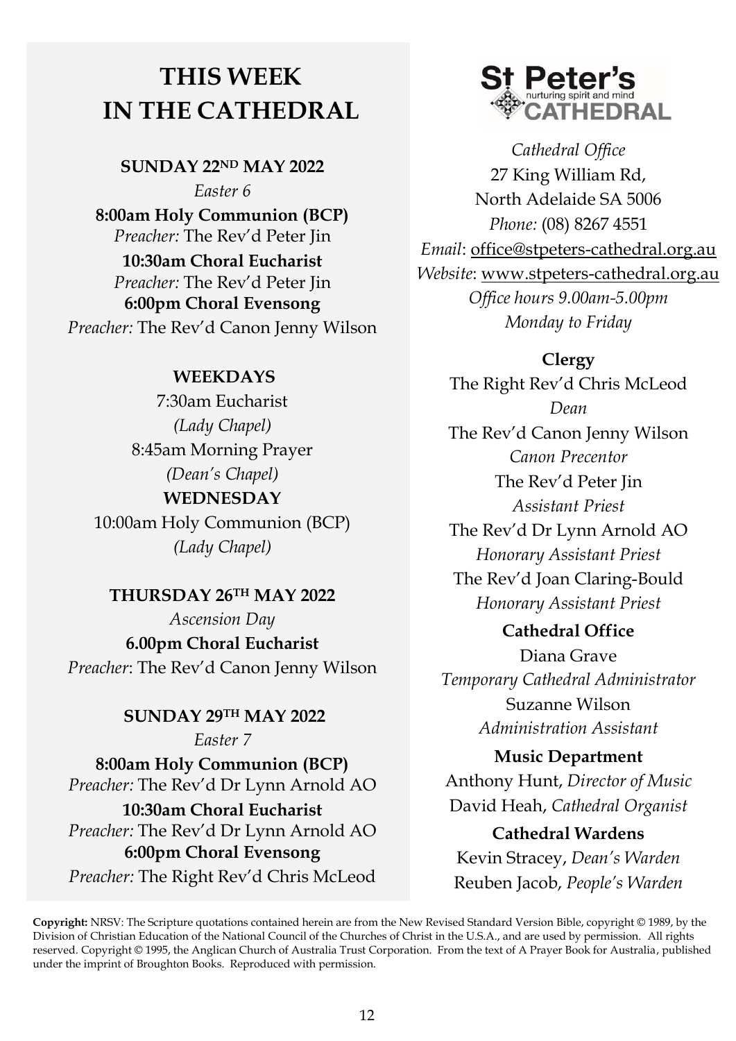# THIS WEEK IN THE CATHEDRAL

**SUNDAY 22ND MAY 2022**

*Easter 6*

**8:00am Holy Communion (BCP)**
*Preacher:* The Rev'd Peter Jin

**10:30am Choral Eucharist**
*Preacher:* The Rev'd Peter Jin

**6:00pm Choral Evensong**
*Preacher:* The Rev'd Canon Jenny Wilson

**WEEKDAYS**

7:30am Eucharist
*(Lady Chapel)*

8:45am Morning Prayer
*(Dean's Chapel)*

**WEDNESDAY**

10:00am Holy Communion (BCP)
*(Lady Chapel)*

**THURSDAY 26TH MAY 2022**

*Ascension Day*

**6.00pm Choral Eucharist**
*Preacher*: The Rev'd Canon Jenny Wilson

**SUNDAY 29TH MAY 2022**

*Easter 7*

**8:00am Holy Communion (BCP)**
*Preacher:* The Rev'd Dr Lynn Arnold AO

**10:30am Choral Eucharist**
*Preacher:* The Rev'd Dr Lynn Arnold AO

**6:00pm Choral Evensong**
*Preacher:* The Right Rev'd Chris McLeod

St Peter's CATHEDRAL
nurturing spirit and mind

*Cathedral Office*
27 King William Rd,
North Adelaide SA 5006
*Phone:* (08) 8267 4551
*Email*: office@stpeters-cathedral.org.au
*Website*: www.stpeters-cathedral.org.au
*Office hours 9.00am-5.00pm*
*Monday to Friday*

**Clergy**

The Right Rev'd Chris McLeod
*Dean*

The Rev'd Canon Jenny Wilson
*Canon Precentor*

The Rev'd Peter Jin
*Assistant Priest*

The Rev'd Dr Lynn Arnold AO
*Honorary Assistant Priest*

The Rev'd Joan Claring-Bould
*Honorary Assistant Priest*

**Cathedral Office**

Diana Grave
*Temporary Cathedral Administrator*

Suzanne Wilson
*Administration Assistant*

**Music Department**

Anthony Hunt, *Director of Music*
David Heah, *Cathedral Organist*

**Cathedral Wardens**

Kevin Stracey, *Dean's Warden*
Reuben Jacob, *People's Warden*

**Copyright:** NRSV: The Scripture quotations contained herein are from the New Revised Standard Version Bible, copyright © 1989, by the Division of Christian Education of the National Council of the Churches of Christ in the U.S.A., and are used by permission. All rights reserved. Copyright © 1995, the Anglican Church of Australia Trust Corporation. From the text of A Prayer Book for Australia, published under the imprint of Broughton Books. Reproduced with permission.